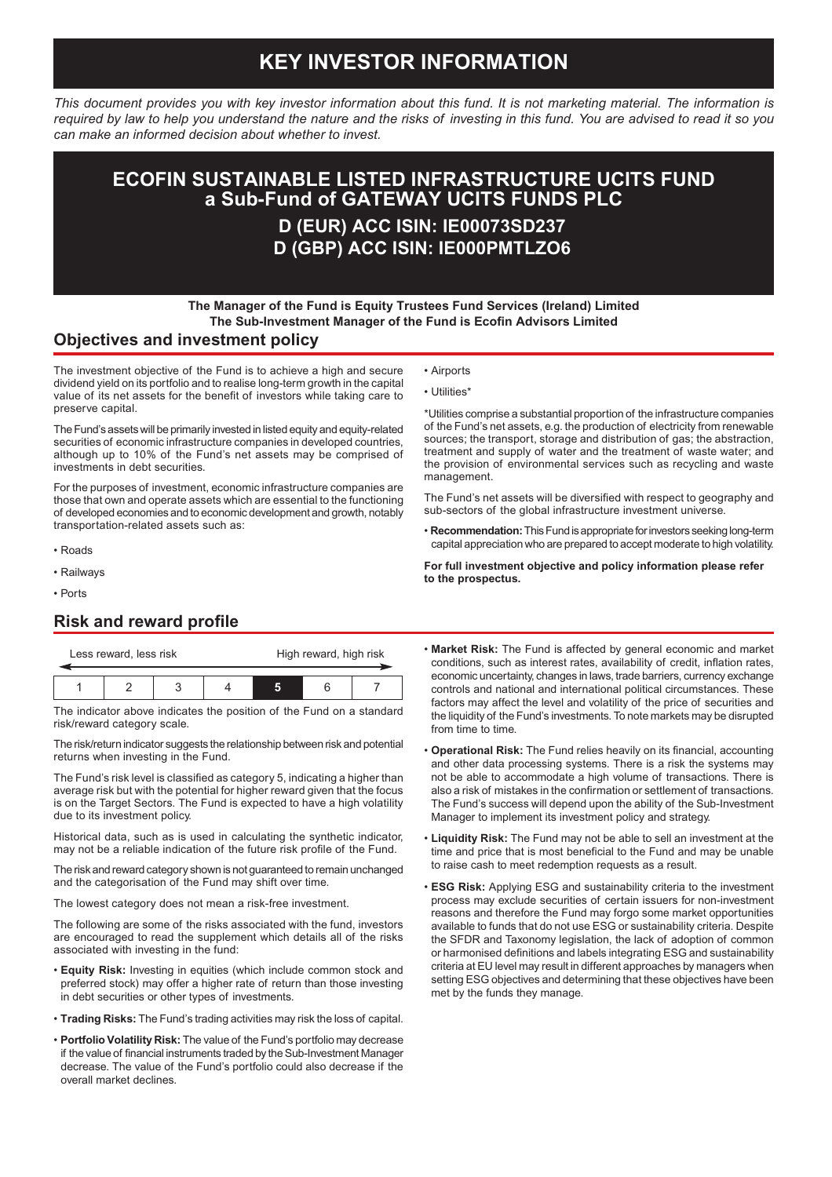# KEY INVESTOR INFORMATION

*This document provides you with key investor information about this fund. It is not marketing material. The information is required by law to help you understand the nature and the risks of investing in this fund. You are advised to read it so you can make an informed decision about whether to invest.*

# ECOFIN SUSTAINABLE LISTED INFRASTRUCTURE UCITS FUND a Sub-Fund of GATEWAY UCITS FUNDS PLC

## D (EUR) ACC ISIN: IE00073SD237
## D (GBP) ACC ISIN: IE000PMTLZO6

**The Manager of the Fund is Equity Trustees Fund Services (Ireland) Limited**
**The Sub-Investment Manager of the Fund is Ecofin Advisors Limited**

## Objectives and investment policy

The investment objective of the Fund is to achieve a high and secure dividend yield on its portfolio and to realise long-term growth in the capital value of its net assets for the benefit of investors while taking care to preserve capital.

The Fund's assets will be primarily invested in listed equity and equity-related securities of economic infrastructure companies in developed countries, although up to 10% of the Fund's net assets may be comprised of investments in debt securities.

For the purposes of investment, economic infrastructure companies are those that own and operate assets which are essential to the functioning of developed economies and to economic development and growth, notably transportation-related assets such as:

- Roads
- Railways
- Ports
- Airports
- Utilities*

*Utilities comprise a substantial proportion of the infrastructure companies of the Fund's net assets, e.g. the production of electricity from renewable sources; the transport, storage and distribution of gas; the abstraction, treatment and supply of water and the treatment of waste water; and the provision of environmental services such as recycling and waste management.

The Fund's net assets will be diversified with respect to geography and sub-sectors of the global infrastructure investment universe.

- **Recommendation:** This Fund is appropriate for investors seeking long-term capital appreciation who are prepared to accept moderate to high volatility.

**For full investment objective and policy information please refer to the prospectus.**

## Risk and reward profile

| Less reward, less risk | | | | | | High reward, high risk |
|---|---|---|---|---|---|---|
| 1 | 2 | 3 | 4 | **5** | 6 | 7 |

The indicator above indicates the position of the Fund on a standard risk/reward category scale.

The risk/return indicator suggests the relationship between risk and potential returns when investing in the Fund.

The Fund's risk level is classified as category 5, indicating a higher than average risk but with the potential for higher reward given that the focus is on the Target Sectors. The Fund is expected to have a high volatility due to its investment policy.

Historical data, such as is used in calculating the synthetic indicator, may not be a reliable indication of the future risk profile of the Fund.

The risk and reward category shown is not guaranteed to remain unchanged and the categorisation of the Fund may shift over time.

The lowest category does not mean a risk-free investment.

The following are some of the risks associated with the fund, investors are encouraged to read the supplement which details all of the risks associated with investing in the fund:

- **Equity Risk:** Investing in equities (which include common stock and preferred stock) may offer a higher rate of return than those investing in debt securities or other types of investments.
- **Trading Risks:** The Fund's trading activities may risk the loss of capital.
- **Portfolio Volatility Risk:** The value of the Fund's portfolio may decrease if the value of financial instruments traded by the Sub-Investment Manager decrease. The value of the Fund's portfolio could also decrease if the overall market declines.
- **Market Risk:** The Fund is affected by general economic and market conditions, such as interest rates, availability of credit, inflation rates, economic uncertainty, changes in laws, trade barriers, currency exchange controls and national and international political circumstances. These factors may affect the level and volatility of the price of securities and the liquidity of the Fund's investments. To note markets may be disrupted from time to time.
- **Operational Risk:** The Fund relies heavily on its financial, accounting and other data processing systems. There is a risk the systems may not be able to accommodate a high volume of transactions. There is also a risk of mistakes in the confirmation or settlement of transactions. The Fund's success will depend upon the ability of the Sub-Investment Manager to implement its investment policy and strategy.
- **Liquidity Risk:** The Fund may not be able to sell an investment at the time and price that is most beneficial to the Fund and may be unable to raise cash to meet redemption requests as a result.
- **ESG Risk:** Applying ESG and sustainability criteria to the investment process may exclude securities of certain issuers for non-investment reasons and therefore the Fund may forgo some market opportunities available to funds that do not use ESG or sustainability criteria. Despite the SFDR and Taxonomy legislation, the lack of adoption of common or harmonised definitions and labels integrating ESG and sustainability criteria at EU level may result in different approaches by managers when setting ESG objectives and determining that these objectives have been met by the funds they manage.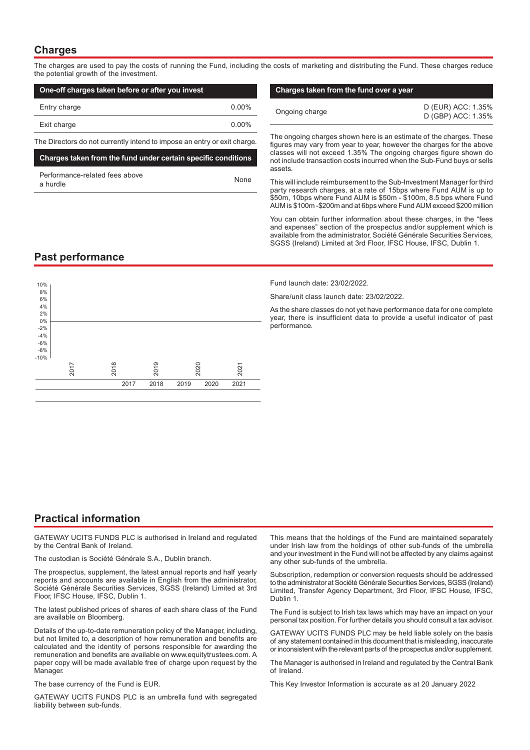## Charges

The charges are used to pay the costs of running the Fund, including the costs of marketing and distributing the Fund. These charges reduce the potential growth of the investment.

| One-off charges taken before or after you invest | |
|---|---|
| Entry charge | 0.00% |
| Exit charge | 0.00% |

The Directors do not currently intend to impose an entry or exit charge.

| Charges taken from the fund under certain specific conditions | |
|---|---|
| Performance-related fees above a hurdle | None |

| Charges taken from the fund over a year | |
|---|---|
| Ongoing charge | D (EUR) ACC: 1.35%<br>D (GBP) ACC: 1.35% |

The ongoing charges shown here is an estimate of the charges. These figures may vary from year to year, however the charges for the above classes will not exceed 1.35% The ongoing charges figure shown do not include transaction costs incurred when the Sub-Fund buys or sells assets.

This will include reimbursement to the Sub-Investment Manager for third party research charges, at a rate of 15bps where Fund AUM is up to $50m, 10bps where Fund AUM is $50m - $100m, 8.5 bps where Fund AUM is $100m -$200m and at 6bps where Fund AUM exceed $200 million

You can obtain further information about these charges, in the "fees and expenses" section of the prospectus and/or supplement which is available from the administrator, Société Générale Securities Services, SGSS (Ireland) Limited at 3rd Floor, IFSC House, IFSC, Dublin 1.

## Past performance

10%
8%
6%
4%
2%
0%
-2%
-4%
-6%
-8%
-10%

2017 2018 2019 2020 2021

2017 2018 2019 2020 2021

Fund launch date: 23/02/2022.

Share/unit class launch date: 23/02/2022.

As the share classes do not yet have performance data for one complete year, there is insufficient data to provide a useful indicator of past performance.

## Practical information

GATEWAY UCITS FUNDS PLC is authorised in Ireland and regulated by the Central Bank of Ireland.

The custodian is Société Générale S.A., Dublin branch.

The prospectus, supplement, the latest annual reports and half yearly reports and accounts are available in English from the administrator, Société Générale Securities Services, SGSS (Ireland) Limited at 3rd Floor, IFSC House, IFSC, Dublin 1.

The latest published prices of shares of each share class of the Fund are available on Bloomberg.

Details of the up-to-date remuneration policy of the Manager, including, but not limited to, a description of how remuneration and benefits are calculated and the identity of persons responsible for awarding the remuneration and benefits are available on www.equitytrustees.com. A paper copy will be made available free of charge upon request by the Manager.

The base currency of the Fund is EUR.

GATEWAY UCITS FUNDS PLC is an umbrella fund with segregated liability between sub-funds.

This means that the holdings of the Fund are maintained separately under Irish law from the holdings of other sub-funds of the umbrella and your investment in the Fund will not be affected by any claims against any other sub-funds of the umbrella.

Subscription, redemption or conversion requests should be addressed to the administrator at Société Générale Securities Services, SGSS (Ireland) Limited, Transfer Agency Department, 3rd Floor, IFSC House, IFSC, Dublin 1.

The Fund is subject to Irish tax laws which may have an impact on your personal tax position. For further details you should consult a tax advisor.

GATEWAY UCITS FUNDS PLC may be held liable solely on the basis of any statement contained in this document that is misleading, inaccurate or inconsistent with the relevant parts of the prospectus and/or supplement.

The Manager is authorised in Ireland and regulated by the Central Bank of Ireland.

This Key Investor Information is accurate as at 20 January 2022